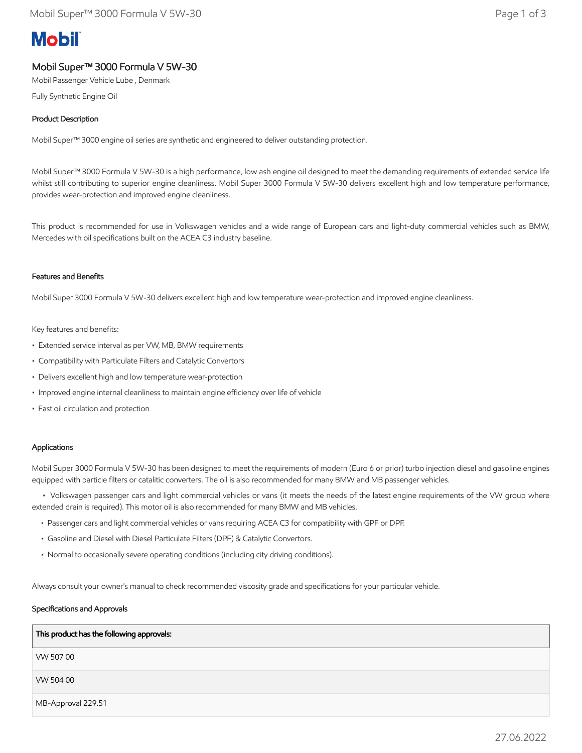**Mobil**

# Mobil Super™ 3000 Formula V 5W-30

Mobil Passenger Vehicle Lube , Denmark

Fully Synthetic Engine Oil

## Product Description

Mobil Super™ 3000 engine oil series are synthetic and engineered to deliver outstanding protection.

Mobil Super™ 3000 Formula V 5W-30 is a high performance, low ash engine oil designed to meet the demanding requirements of extended service life whilst still contributing to superior engine cleanliness. Mobil Super 3000 Formula V 5W-30 delivers excellent high and low temperature performance, provides wear-protection and improved engine cleanliness.

This product is recommended for use in Volkswagen vehicles and a wide range of European cars and light-duty commercial vehicles such as BMW, Mercedes with oil specifications built on the ACEA C3 industry baseline.

## Features and Benefits

Mobil Super 3000 Formula V 5W-30 delivers excellent high and low temperature wear-protection and improved engine cleanliness.

Key features and benefits:

- Extended service interval as per VW, MB, BMW requirements
- Compatibility with Particulate Filters and Catalytic Convertors
- Delivers excellent high and low temperature wear-protection
- Improved engine internal cleanliness to maintain engine efficiency over life of vehicle
- Fast oil circulation and protection

## Applications

Mobil Super 3000 Formula V 5W-30 has been designed to meet the requirements of modern (Euro 6 or prior) turbo injection diesel and gasoline engines equipped with particle filters or catalitic converters. The oil is also recommended for many BMW and MB passenger vehicles.

- Volkswagen passenger cars and light commercial vehicles or vans (it meets the needs of the latest engine requirements of the VW group where extended drain is required). This motor oil is also recommended for many BMW and MB vehicles.
- Passenger cars and light commercial vehicles or vans requiring ACEA C3 for compatibility with GPF or DPF.
- Gasoline and Diesel with Diesel Particulate Filters (DPF) & Catalytic Convertors.
- Normal to occasionally severe operating conditions (including city driving conditions).

Always consult your owner's manual to check recommended viscosity grade and specifications for your particular vehicle.

## Specifications and Approvals

| This product has the following approvals: |
|---|
| VW 507 00 |
| VW 504 00 |
| MB-Approval 229.51 |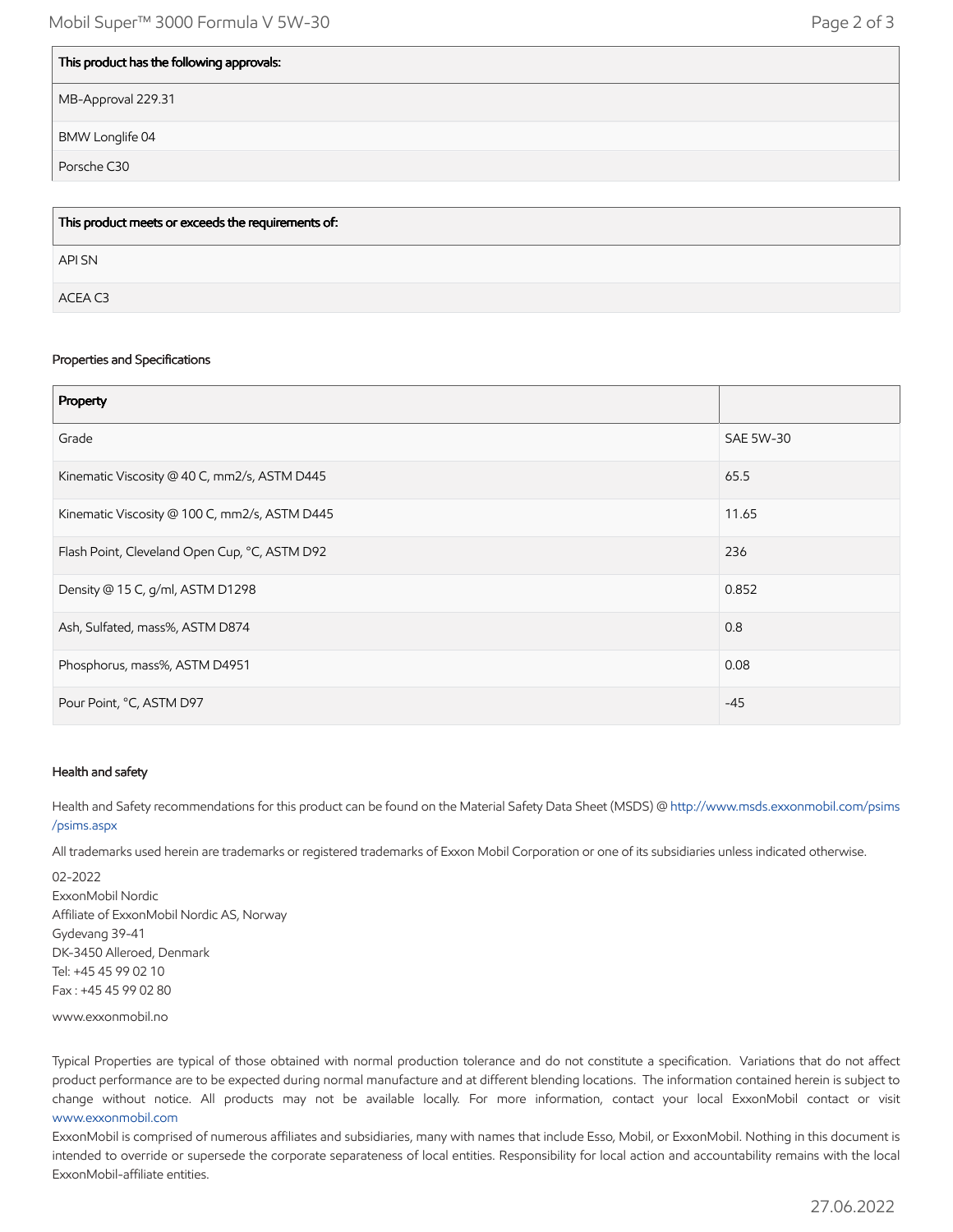| This product has the following approvals: |
| --- |
| MB-Approval 229.31 |
| BMW Longlife 04 |
| Porsche C30 |

| This product meets or exceeds the requirements of: |
| --- |
| API SN |
| ACEA C3 |

### Properties and Specifications

| Property | |
| --- | --- |
| Grade | SAE 5W-30 |
| Kinematic Viscosity @ 40 C, mm2/s, ASTM D445 | 65.5 |
| Kinematic Viscosity @ 100 C, mm2/s, ASTM D445 | 11.65 |
| Flash Point, Cleveland Open Cup, °C, ASTM D92 | 236 |
| Density @ 15 C, g/ml, ASTM D1298 | 0.852 |
| Ash, Sulfated, mass%, ASTM D874 | 0.8 |
| Phosphorus, mass%, ASTM D4951 | 0.08 |
| Pour Point, °C, ASTM D97 | -45 |

### Health and safety

Health and Safety recommendations for this product can be found on the Material Safety Data Sheet (MSDS) @ http://www.msds.exxonmobil.com/psims/psims.aspx

All trademarks used herein are trademarks or registered trademarks of Exxon Mobil Corporation or one of its subsidiaries unless indicated otherwise.

02-2022
ExxonMobil Nordic
Affiliate of ExxonMobil Nordic AS, Norway
Gydevang 39-41
DK-3450 Alleroed, Denmark
Tel: +45 45 99 02 10
Fax : +45 45 99 02 80

www.exxonmobil.no

Typical Properties are typical of those obtained with normal production tolerance and do not constitute a specification. Variations that do not affect product performance are to be expected during normal manufacture and at different blending locations. The information contained herein is subject to change without notice. All products may not be available locally. For more information, contact your local ExxonMobil contact or visit www.exxonmobil.com
ExxonMobil is comprised of numerous affiliates and subsidiaries, many with names that include Esso, Mobil, or ExxonMobil. Nothing in this document is intended to override or supersede the corporate separateness of local entities. Responsibility for local action and accountability remains with the local ExxonMobil-affiliate entities.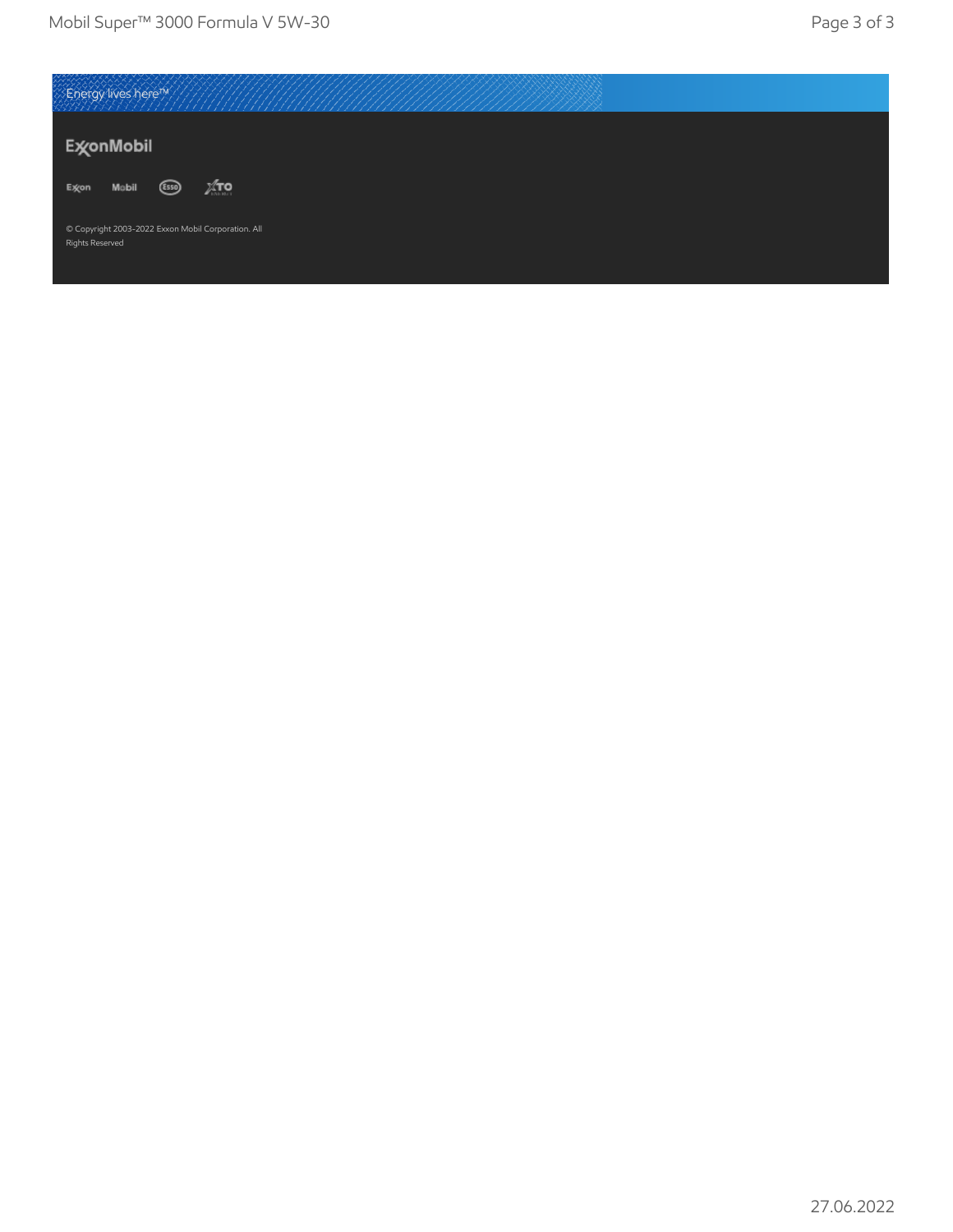Energy lives here™

ExxonMobil

Exxon Mobil Esso XTO

© Copyright 2003-2022 Exxon Mobil Corporation. All Rights Reserved